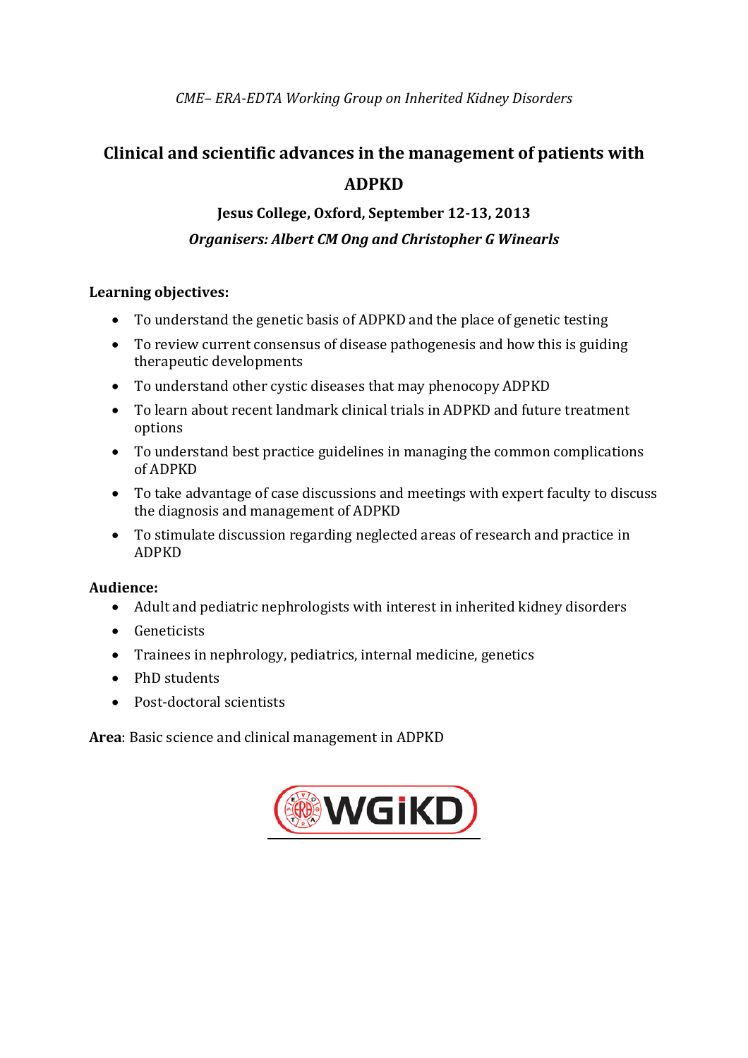*CME– ERA-EDTA Working Group on Inherited Kidney Disorders*

# Clinical and scientific advances in the management of patients with ADPKD

**Jesus College, Oxford, September 12-13, 2013**

***Organisers: Albert CM Ong and Christopher G Winearls***

**Learning objectives:**

- To understand the genetic basis of ADPKD and the place of genetic testing
- To review current consensus of disease pathogenesis and how this is guiding therapeutic developments
- To understand other cystic diseases that may phenocopy ADPKD
- To learn about recent landmark clinical trials in ADPKD and future treatment options
- To understand best practice guidelines in managing the common complications of ADPKD
- To take advantage of case discussions and meetings with expert faculty to discuss the diagnosis and management of ADPKD
- To stimulate discussion regarding neglected areas of research and practice in ADPKD

**Audience:**

- Adult and pediatric nephrologists with interest in inherited kidney disorders
- Geneticists
- Trainees in nephrology, pediatrics, internal medicine, genetics
- PhD students
- Post-doctoral scientists

**Area**: Basic science and clinical management in ADPKD

WGiKD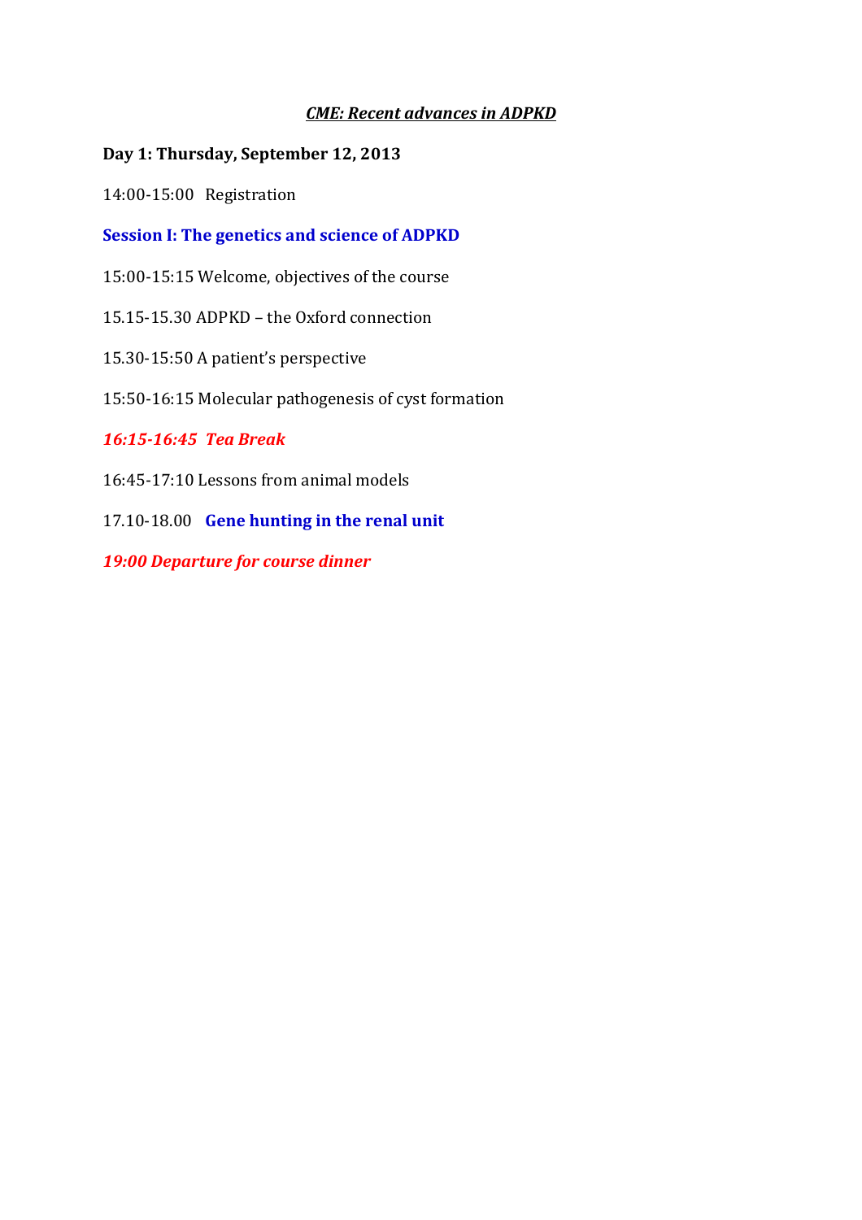***CME: Recent advances in ADPKD***

**Day 1: Thursday, September 12, 2013**

14:00-15:00 Registration

**Session I: The genetics and science of ADPKD**

15:00-15:15 Welcome, objectives of the course

15.15-15.30 ADPKD – the Oxford connection

15.30-15:50 A patient's perspective

15:50-16:15 Molecular pathogenesis of cyst formation

***16:15-16:45 Tea Break***

16:45-17:10 Lessons from animal models

17.10-18.00 **Gene hunting in the renal unit**

***19:00 Departure for course dinner***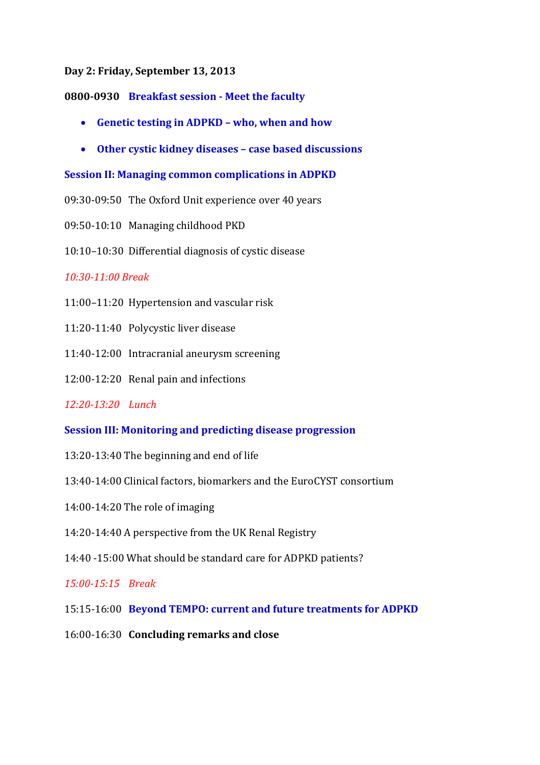**Day 2: Friday, September 13, 2013**

**0800-0930 Breakfast session - Meet the faculty**

- **Genetic testing in ADPKD – who, when and how**
- **Other cystic kidney diseases – case based discussions**

**Session II: Managing common complications in ADPKD**

09:30-09:50 The Oxford Unit experience over 40 years

09:50-10:10 Managing childhood PKD

10:10–10:30 Differential diagnosis of cystic disease

*10:30-11:00 Break*

11:00–11:20 Hypertension and vascular risk

11:20-11:40 Polycystic liver disease

11:40-12:00 Intracranial aneurysm screening

12:00-12:20 Renal pain and infections

*12:20-13:20 Lunch*

**Session III: Monitoring and predicting disease progression**

13:20-13:40 The beginning and end of life

13:40-14:00 Clinical factors, biomarkers and the EuroCYST consortium

14:00-14:20 The role of imaging

14:20-14:40 A perspective from the UK Renal Registry

14:40 -15:00 What should be standard care for ADPKD patients?

*15:00-15:15 Break*

15:15-16:00 **Beyond TEMPO: current and future treatments for ADPKD**

16:00-16:30 **Concluding remarks and close**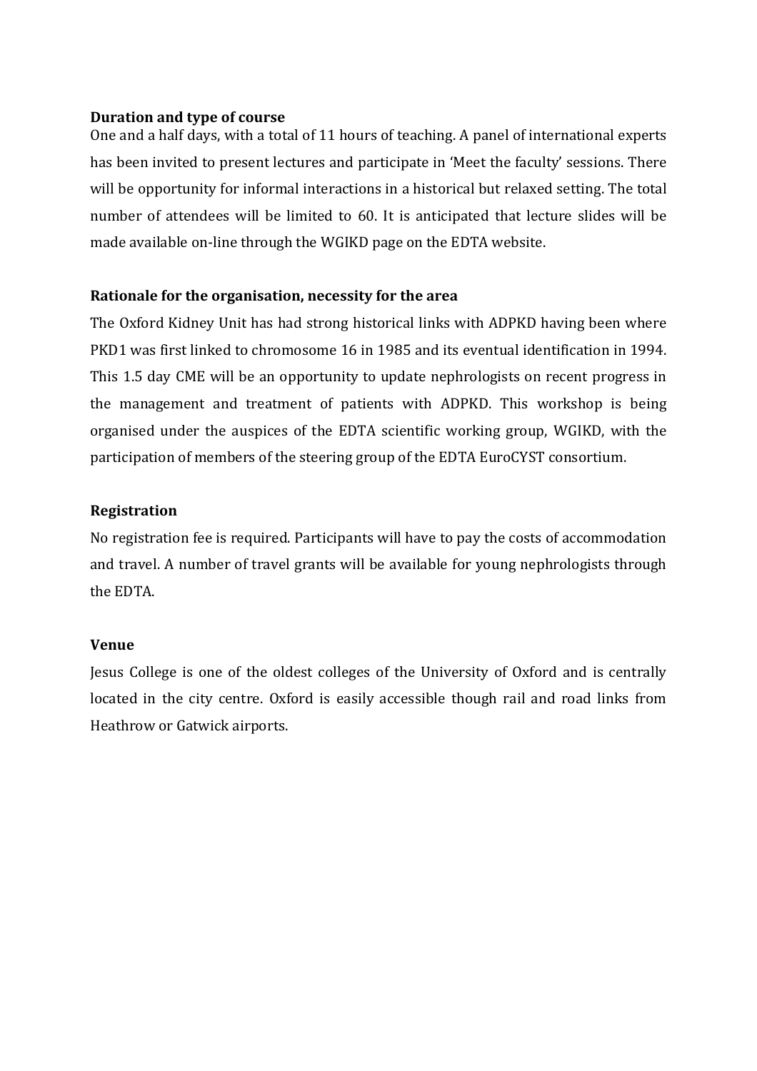**Duration and type of course**

One and a half days, with a total of 11 hours of teaching. A panel of international experts has been invited to present lectures and participate in 'Meet the faculty' sessions. There will be opportunity for informal interactions in a historical but relaxed setting. The total number of attendees will be limited to 60. It is anticipated that lecture slides will be made available on-line through the WGIKD page on the EDTA website.

**Rationale for the organisation, necessity for the area**

The Oxford Kidney Unit has had strong historical links with ADPKD having been where PKD1 was first linked to chromosome 16 in 1985 and its eventual identification in 1994. This 1.5 day CME will be an opportunity to update nephrologists on recent progress in the management and treatment of patients with ADPKD. This workshop is being organised under the auspices of the EDTA scientific working group, WGIKD, with the participation of members of the steering group of the EDTA EuroCYST consortium.

**Registration**

No registration fee is required. Participants will have to pay the costs of accommodation and travel. A number of travel grants will be available for young nephrologists through the EDTA.

**Venue**

Jesus College is one of the oldest colleges of the University of Oxford and is centrally located in the city centre. Oxford is easily accessible though rail and road links from Heathrow or Gatwick airports.